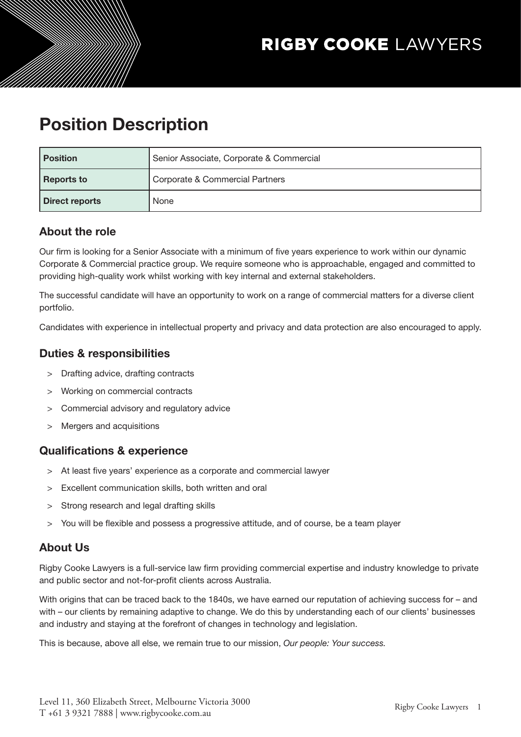# Position Description

| | |
|---|---|
| **Position** | Senior Associate, Corporate & Commercial |
| **Reports to** | Corporate & Commercial Partners |
| **Direct reports** | None |

## About the role

Our firm is looking for a Senior Associate with a minimum of five years experience to work within our dynamic Corporate & Commercial practice group. We require someone who is approachable, engaged and committed to providing high-quality work whilst working with key internal and external stakeholders.

The successful candidate will have an opportunity to work on a range of commercial matters for a diverse client portfolio.

Candidates with experience in intellectual property and privacy and data protection are also encouraged to apply.

## Duties & responsibilities

- Drafting advice, drafting contracts
- Working on commercial contracts
- Commercial advisory and regulatory advice
- Mergers and acquisitions

## Qualifications & experience

- At least five years' experience as a corporate and commercial lawyer
- Excellent communication skills, both written and oral
- Strong research and legal drafting skills
- You will be flexible and possess a progressive attitude, and of course, be a team player

## About Us

Rigby Cooke Lawyers is a full-service law firm providing commercial expertise and industry knowledge to private and public sector and not-for-profit clients across Australia.

With origins that can be traced back to the 1840s, we have earned our reputation of achieving success for – and with – our clients by remaining adaptive to change. We do this by understanding each of our clients' businesses and industry and staying at the forefront of changes in technology and legislation.

This is because, above all else, we remain true to our mission, *Our people: Your success.*

Level 11, 360 Elizabeth Street, Melbourne Victoria 3000
T +61 3 9321 7888 | www.rigbycooke.com.au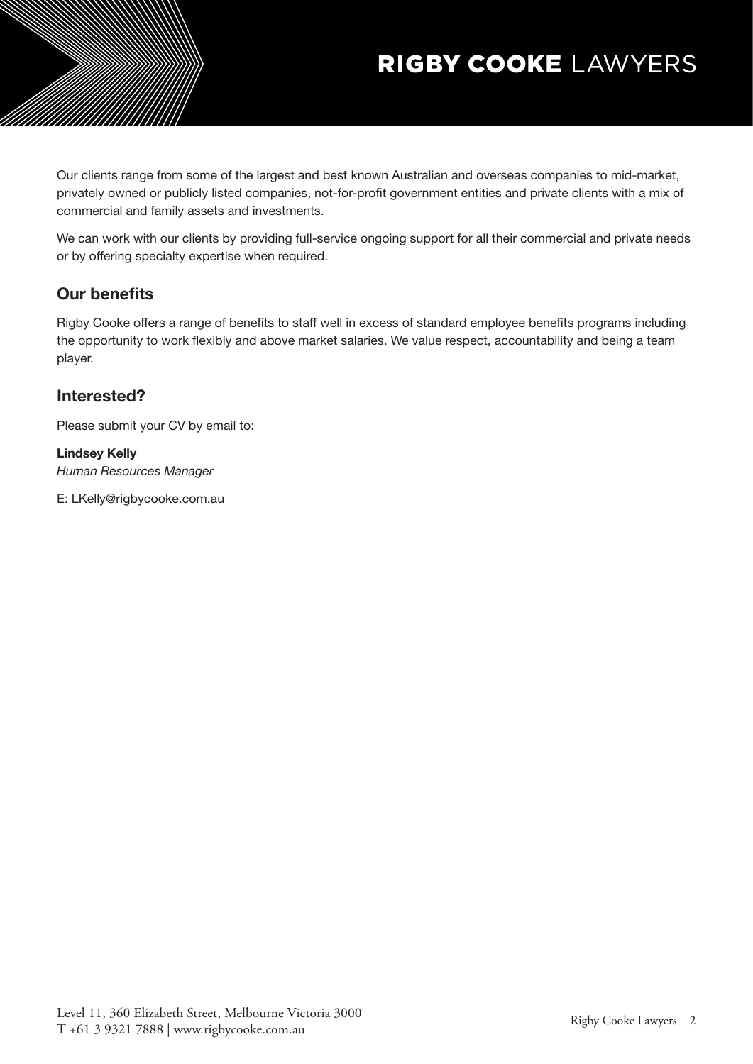Our clients range from some of the largest and best known Australian and overseas companies to mid-market, privately owned or publicly listed companies, not-for-profit government entities and private clients with a mix of commercial and family assets and investments.

We can work with our clients by providing full-service ongoing support for all their commercial and private needs or by offering specialty expertise when required.

## Our benefits

Rigby Cooke offers a range of benefits to staff well in excess of standard employee benefits programs including the opportunity to work flexibly and above market salaries. We value respect, accountability and being a team player.

## Interested?

Please submit your CV by email to:

**Lindsey Kelly**
*Human Resources Manager*

E: LKelly@rigbycooke.com.au